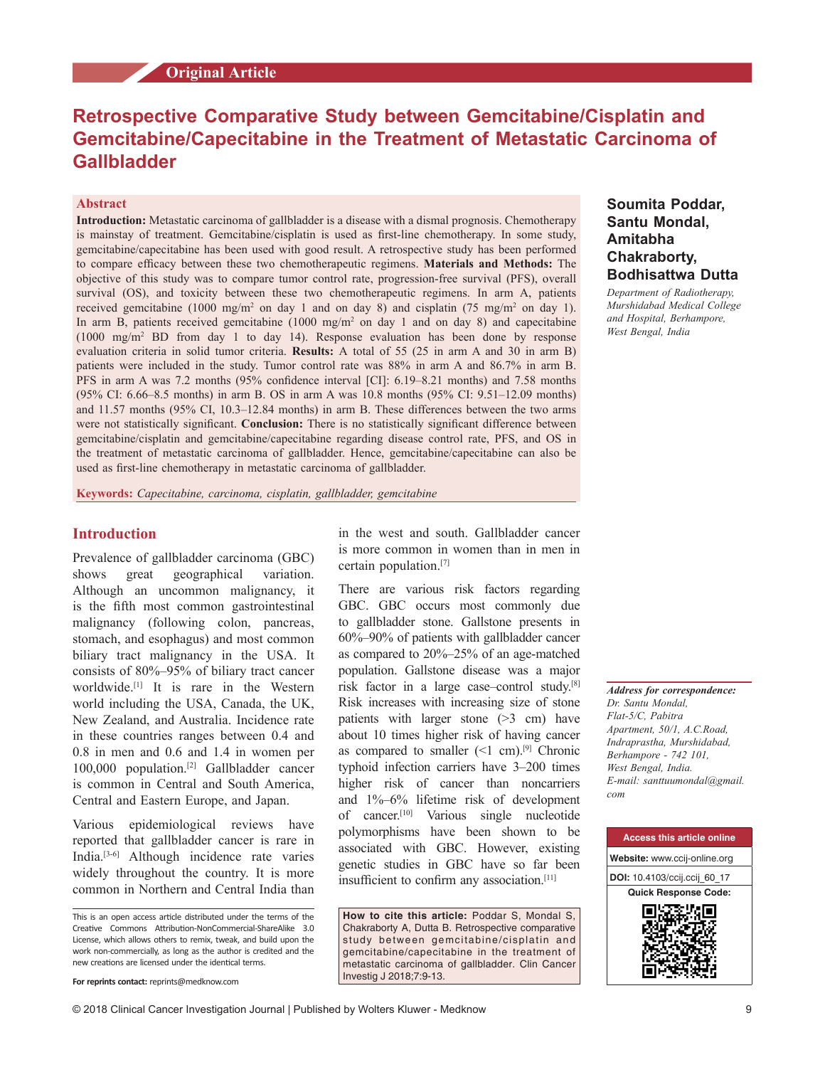Original Article

# Retrospective Comparative Study between Gemcitabine/Cisplatin and Gemcitabine/Capecitabine in the Treatment of Metastatic Carcinoma of Gallbladder

**Soumita Poddar, Santu Mondal, Amitabha Chakraborty, Bodhisattwa Dutta**

*Department of Radiotherapy, Murshidabad Medical College and Hospital, Berhampore, West Bengal, India*

## Abstract

**Introduction:** Metastatic carcinoma of gallbladder is a disease with a dismal prognosis. Chemotherapy is mainstay of treatment. Gemcitabine/cisplatin is used as first-line chemotherapy. In some study, gemcitabine/capecitabine has been used with good result. A retrospective study has been performed to compare efficacy between these two chemotherapeutic regimens. **Materials and Methods:** The objective of this study was to compare tumor control rate, progression-free survival (PFS), overall survival (OS), and toxicity between these two chemotherapeutic regimens. In arm A, patients received gemcitabine (1000 mg/m$^2$ on day 1 and on day 8) and cisplatin (75 mg/m$^2$ on day 1). In arm B, patients received gemcitabine (1000 mg/m$^2$ on day 1 and on day 8) and capecitabine (1000 mg/m$^2$ BD from day 1 to day 14). Response evaluation has been done by response evaluation criteria in solid tumor criteria. **Results:** A total of 55 (25 in arm A and 30 in arm B) patients were included in the study. Tumor control rate was 88% in arm A and 86.7% in arm B. PFS in arm A was 7.2 months (95% confidence interval [CI]: 6.19–8.21 months) and 7.58 months (95% CI: 6.66–8.5 months) in arm B. OS in arm A was 10.8 months (95% CI: 9.51–12.09 months) and 11.57 months (95% CI, 10.3–12.84 months) in arm B. These differences between the two arms were not statistically significant. **Conclusion:** There is no statistically significant difference between gemcitabine/cisplatin and gemcitabine/capecitabine regarding disease control rate, PFS, and OS in the treatment of metastatic carcinoma of gallbladder. Hence, gemcitabine/capecitabine can also be used as first-line chemotherapy in metastatic carcinoma of gallbladder.

**Keywords:** *Capecitabine, carcinoma, cisplatin, gallbladder, gemcitabine*

## Introduction

Prevalence of gallbladder carcinoma (GBC) shows great geographical variation. Although an uncommon malignancy, it is the fifth most common gastrointestinal malignancy (following colon, pancreas, stomach, and esophagus) and most common biliary tract malignancy in the USA. It consists of 80%–95% of biliary tract cancer worldwide.[1] It is rare in the Western world including the USA, Canada, the UK, New Zealand, and Australia. Incidence rate in these countries ranges between 0.4 and 0.8 in men and 0.6 and 1.4 in women per 100,000 population.[2] Gallbladder cancer is common in Central and South America, Central and Eastern Europe, and Japan.

Various epidemiological reviews have reported that gallbladder cancer is rare in India.[3-6] Although incidence rate varies widely throughout the country. It is more common in Northern and Central India than in the west and south. Gallbladder cancer is more common in women than in men in certain population.[7]

There are various risk factors regarding GBC. GBC occurs most commonly due to gallbladder stone. Gallstone presents in 60%–90% of patients with gallbladder cancer as compared to 20%–25% of an age-matched population. Gallstone disease was a major risk factor in a large case–control study.[8] Risk increases with increasing size of stone patients with larger stone (>3 cm) have about 10 times higher risk of having cancer as compared to smaller (<1 cm).[9] Chronic typhoid infection carriers have 3–200 times higher risk of cancer than noncarriers and 1%–6% lifetime risk of development of cancer.[10] Various single nucleotide polymorphisms have been shown to be associated with GBC. However, existing genetic studies in GBC have so far been insufficient to confirm any association.[11]

*Address for correspondence:*
*Dr. Santu Mondal, Flat-5/C, Pabitra Apartment, 50/1, A.C.Road, Indraprastha, Murshidabad, Berhampore - 742 101, West Bengal, India.*
*E-mail: santtuumondal@gmail.com*

Access this article online
Website: www.ccij-online.org
DOI: 10.4103/ccij.ccij_60_17

This is an open access article distributed under the terms of the Creative Commons Attribution-NonCommercial-ShareAlike 3.0 License, which allows others to remix, tweak, and build upon the work non-commercially, as long as the author is credited and the new creations are licensed under the identical terms.

**For reprints contact:** reprints@medknow.com

**How to cite this article:** Poddar S, Mondal S, Chakraborty A, Dutta B. Retrospective comparative study between gemcitabine/cisplatin and gemcitabine/capecitabine in the treatment of metastatic carcinoma of gallbladder. Clin Cancer Investig J 2018;7:9-13.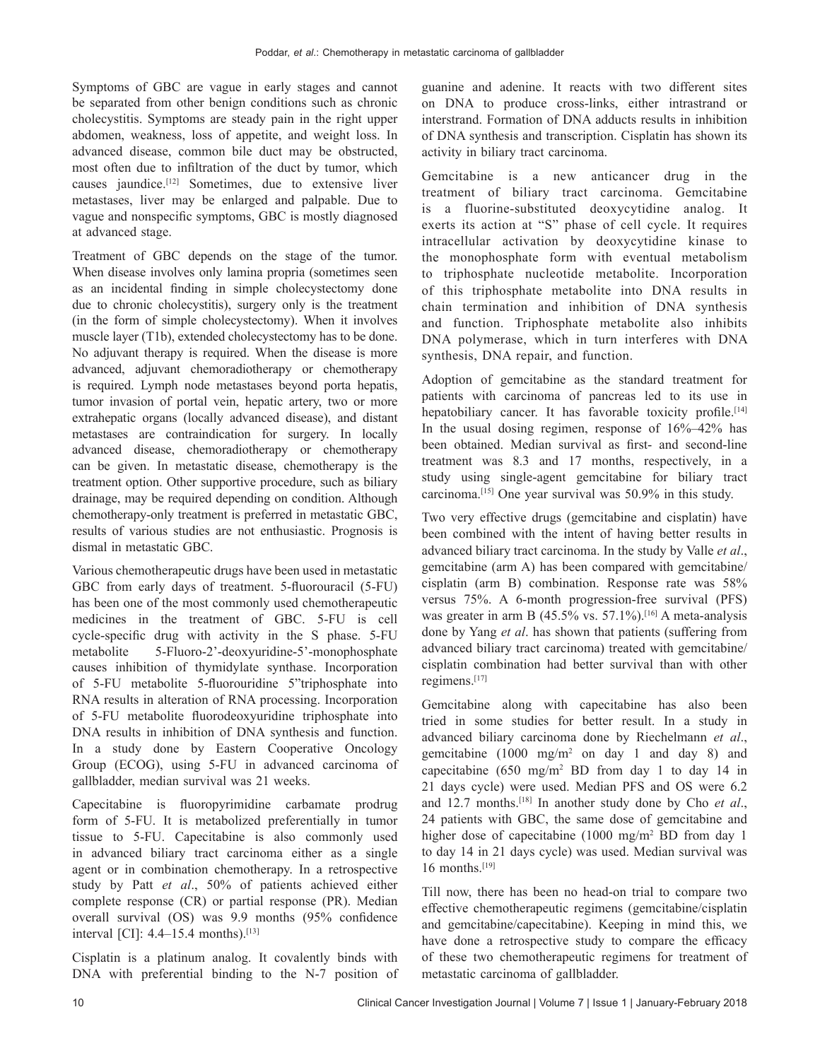Symptoms of GBC are vague in early stages and cannot be separated from other benign conditions such as chronic cholecystitis. Symptoms are steady pain in the right upper abdomen, weakness, loss of appetite, and weight loss. In advanced disease, common bile duct may be obstructed, most often due to infiltration of the duct by tumor, which causes jaundice.[12] Sometimes, due to extensive liver metastases, liver may be enlarged and palpable. Due to vague and nonspecific symptoms, GBC is mostly diagnosed at advanced stage.

Treatment of GBC depends on the stage of the tumor. When disease involves only lamina propria (sometimes seen as an incidental finding in simple cholecystectomy done due to chronic cholecystitis), surgery only is the treatment (in the form of simple cholecystectomy). When it involves muscle layer (T1b), extended cholecystectomy has to be done. No adjuvant therapy is required. When the disease is more advanced, adjuvant chemoradiotherapy or chemotherapy is required. Lymph node metastases beyond porta hepatis, tumor invasion of portal vein, hepatic artery, two or more extrahepatic organs (locally advanced disease), and distant metastases are contraindication for surgery. In locally advanced disease, chemoradiotherapy or chemotherapy can be given. In metastatic disease, chemotherapy is the treatment option. Other supportive procedure, such as biliary drainage, may be required depending on condition. Although chemotherapy-only treatment is preferred in metastatic GBC, results of various studies are not enthusiastic. Prognosis is dismal in metastatic GBC.

Various chemotherapeutic drugs have been used in metastatic GBC from early days of treatment. 5-fluorouracil (5-FU) has been one of the most commonly used chemotherapeutic medicines in the treatment of GBC. 5-FU is cell cycle-specific drug with activity in the S phase. 5-FU metabolite 5-Fluoro-2'-deoxyuridine-5'-monophosphate causes inhibition of thymidylate synthase. Incorporation of 5-FU metabolite 5-fluorouridine 5"triphosphate into RNA results in alteration of RNA processing. Incorporation of 5-FU metabolite fluorodeoxyuridine triphosphate into DNA results in inhibition of DNA synthesis and function. In a study done by Eastern Cooperative Oncology Group (ECOG), using 5-FU in advanced carcinoma of gallbladder, median survival was 21 weeks.

Capecitabine is fluoropyrimidine carbamate prodrug form of 5-FU. It is metabolized preferentially in tumor tissue to 5-FU. Capecitabine is also commonly used in advanced biliary tract carcinoma either as a single agent or in combination chemotherapy. In a retrospective study by Patt *et al*., 50% of patients achieved either complete response (CR) or partial response (PR). Median overall survival (OS) was 9.9 months (95% confidence interval [CI]: 4.4–15.4 months).[13]

Cisplatin is a platinum analog. It covalently binds with DNA with preferential binding to the N-7 position of guanine and adenine. It reacts with two different sites on DNA to produce cross-links, either intrastrand or interstrand. Formation of DNA adducts results in inhibition of DNA synthesis and transcription. Cisplatin has shown its activity in biliary tract carcinoma.

Gemcitabine is a new anticancer drug in the treatment of biliary tract carcinoma. Gemcitabine is a fluorine-substituted deoxycytidine analog. It exerts its action at "S" phase of cell cycle. It requires intracellular activation by deoxycytidine kinase to the monophosphate form with eventual metabolism to triphosphate nucleotide metabolite. Incorporation of this triphosphate metabolite into DNA results in chain termination and inhibition of DNA synthesis and function. Triphosphate metabolite also inhibits DNA polymerase, which in turn interferes with DNA synthesis, DNA repair, and function.

Adoption of gemcitabine as the standard treatment for patients with carcinoma of pancreas led to its use in hepatobiliary cancer. It has favorable toxicity profile.[14] In the usual dosing regimen, response of 16%–42% has been obtained. Median survival as first- and second-line treatment was 8.3 and 17 months, respectively, in a study using single-agent gemcitabine for biliary tract carcinoma.[15] One year survival was 50.9% in this study.

Two very effective drugs (gemcitabine and cisplatin) have been combined with the intent of having better results in advanced biliary tract carcinoma. In the study by Valle *et al*., gemcitabine (arm A) has been compared with gemcitabine/cisplatin (arm B) combination. Response rate was 58% versus 75%. A 6-month progression-free survival (PFS) was greater in arm B (45.5% vs. 57.1%).[16] A meta-analysis done by Yang *et al*. has shown that patients (suffering from advanced biliary tract carcinoma) treated with gemcitabine/cisplatin combination had better survival than with other regimens.[17]

Gemcitabine along with capecitabine has also been tried in some studies for better result. In a study in advanced biliary carcinoma done by Riechelmann *et al*., gemcitabine (1000 mg/m$^2$ on day 1 and day 8) and capecitabine (650 mg/m$^2$ BD from day 1 to day 14 in 21 days cycle) were used. Median PFS and OS were 6.2 and 12.7 months.[18] In another study done by Cho *et al*., 24 patients with GBC, the same dose of gemcitabine and higher dose of capecitabine (1000 mg/m$^2$ BD from day 1 to day 14 in 21 days cycle) was used. Median survival was 16 months.[19]

Till now, there has been no head-on trial to compare two effective chemotherapeutic regimens (gemcitabine/cisplatin and gemcitabine/capecitabine). Keeping in mind this, we have done a retrospective study to compare the efficacy of these two chemotherapeutic regimens for treatment of metastatic carcinoma of gallbladder.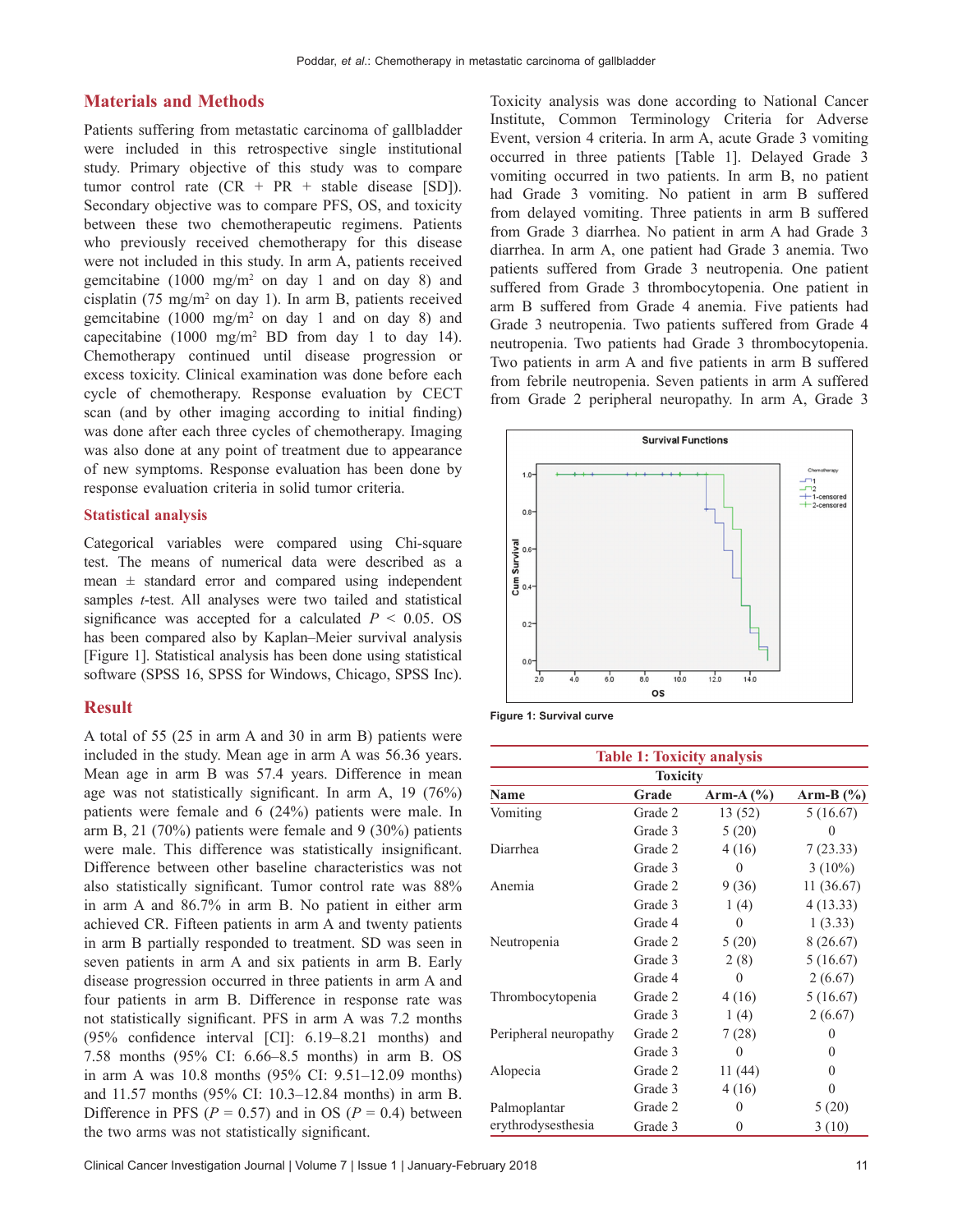## Materials and Methods

Patients suffering from metastatic carcinoma of gallbladder were included in this retrospective single institutional study. Primary objective of this study was to compare tumor control rate (CR + PR + stable disease [SD]). Secondary objective was to compare PFS, OS, and toxicity between these two chemotherapeutic regimens. Patients who previously received chemotherapy for this disease were not included in this study. In arm A, patients received gemcitabine (1000 mg/m$^2$ on day 1 and on day 8) and cisplatin (75 mg/m$^2$ on day 1). In arm B, patients received gemcitabine (1000 mg/m$^2$ on day 1 and on day 8) and capecitabine (1000 mg/m$^2$ BD from day 1 to day 14). Chemotherapy continued until disease progression or excess toxicity. Clinical examination was done before each cycle of chemotherapy. Response evaluation by CECT scan (and by other imaging according to initial finding) was done after each three cycles of chemotherapy. Imaging was also done at any point of treatment due to appearance of new symptoms. Response evaluation has been done by response evaluation criteria in solid tumor criteria.

### Statistical analysis

Categorical variables were compared using Chi-square test. The means of numerical data were described as a mean ± standard error and compared using independent samples *t*-test. All analyses were two tailed and statistical significance was accepted for a calculated $P < 0.05$. OS has been compared also by Kaplan–Meier survival analysis [Figure 1]. Statistical analysis has been done using statistical software (SPSS 16, SPSS for Windows, Chicago, SPSS Inc).

## Result

A total of 55 (25 in arm A and 30 in arm B) patients were included in the study. Mean age in arm A was 56.36 years. Mean age in arm B was 57.4 years. Difference in mean age was not statistically significant. In arm A, 19 (76%) patients were female and 6 (24%) patients were male. In arm B, 21 (70%) patients were female and 9 (30%) patients were male. This difference was statistically insignificant. Difference between other baseline characteristics was not also statistically significant. Tumor control rate was 88% in arm A and 86.7% in arm B. No patient in either arm achieved CR. Fifteen patients in arm A and twenty patients in arm B partially responded to treatment. SD was seen in seven patients in arm A and six patients in arm B. Early disease progression occurred in three patients in arm A and four patients in arm B. Difference in response rate was not statistically significant. PFS in arm A was 7.2 months (95% confidence interval [CI]: 6.19–8.21 months) and 7.58 months (95% CI: 6.66–8.5 months) in arm B. OS in arm A was 10.8 months (95% CI: 9.51–12.09 months) and 11.57 months (95% CI: 10.3–12.84 months) in arm B. Difference in PFS ($P = 0.57$) and in OS ($P = 0.4$) between the two arms was not statistically significant.

Toxicity analysis was done according to National Cancer Institute, Common Terminology Criteria for Adverse Event, version 4 criteria. In arm A, acute Grade 3 vomiting occurred in three patients [Table 1]. Delayed Grade 3 vomiting occurred in two patients. In arm B, no patient had Grade 3 vomiting. No patient in arm B suffered from delayed vomiting. Three patients in arm B suffered from Grade 3 diarrhea. No patient in arm A had Grade 3 diarrhea. In arm A, one patient had Grade 3 anemia. Two patients suffered from Grade 3 neutropenia. One patient suffered from Grade 3 thrombocytopenia. One patient in arm B suffered from Grade 4 anemia. Five patients had Grade 3 neutropenia. Two patients suffered from Grade 4 neutropenia. Two patients had Grade 3 thrombocytopenia. Two patients in arm A and five patients in arm B suffered from febrile neutropenia. Seven patients in arm A suffered from Grade 2 peripheral neuropathy. In arm A, Grade 3

Figure 1: Survival curve

**Table 1: Toxicity analysis**

| Toxicity | | | |
|---|---|---|---|
| Name | Grade | Arm-A (%) | Arm-B (%) |
| Vomiting | Grade 2 | 13 (52) | 5 (16.67) |
| | Grade 3 | 5 (20) | 0 |
| Diarrhea | Grade 2 | 4 (16) | 7 (23.33) |
| | Grade 3 | 0 | 3 (10%) |
| Anemia | Grade 2 | 9 (36) | 11 (36.67) |
| | Grade 3 | 1 (4) | 4 (13.33) |
| | Grade 4 | 0 | 1 (3.33) |
| Neutropenia | Grade 2 | 5 (20) | 8 (26.67) |
| | Grade 3 | 2 (8) | 5 (16.67) |
| | Grade 4 | 0 | 2 (6.67) |
| Thrombocytopenia | Grade 2 | 4 (16) | 5 (16.67) |
| | Grade 3 | 1 (4) | 2 (6.67) |
| Peripheral neuropathy | Grade 2 | 7 (28) | 0 |
| | Grade 3 | 0 | 0 |
| Alopecia | Grade 2 | 11 (44) | 0 |
| | Grade 3 | 4 (16) | 0 |
| Palmoplantar erythrodysesthesia | Grade 2 | 0 | 5 (20) |
| | Grade 3 | 0 | 3 (10) |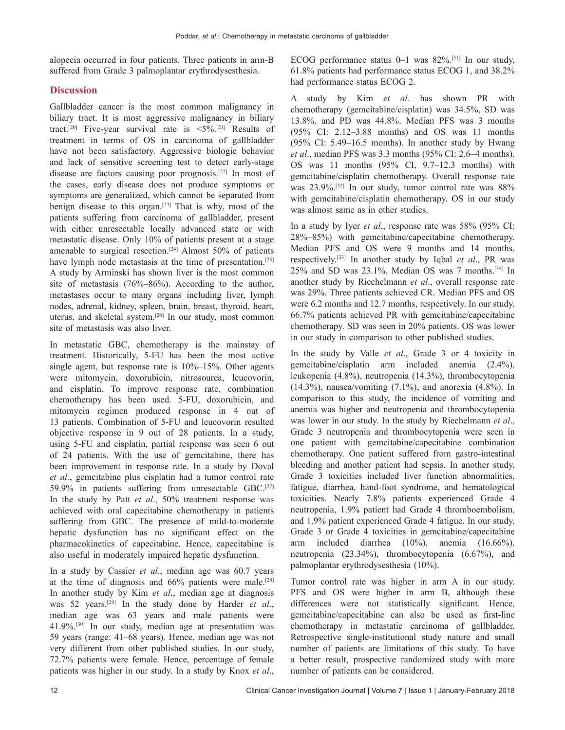alopecia occurred in four patients. Three patients in arm-B suffered from Grade 3 palmoplantar erythrodysesthesia.

## Discussion

Gallbladder cancer is the most common malignancy in biliary tract. It is most aggressive malignancy in biliary tract.[20] Five-year survival rate is <5%.[21] Results of treatment in terms of OS in carcinoma of gallbladder have not been satisfactory. Aggressive biologic behavior and lack of sensitive screening test to detect early-stage disease are factors causing poor prognosis.[22] In most of the cases, early disease does not produce symptoms or symptoms are generalized, which cannot be separated from benign disease to this organ.[23] That is why, most of the patients suffering from carcinoma of gallbladder, present with either unresectable locally advanced state or with metastatic disease. Only 10% of patients present at a stage amenable to surgical resection.[24] Almost 50% of patients have lymph node metastasis at the time of presentation.[25] A study by Arminski has shown liver is the most common site of metastasis (76%–86%). According to the author, metastases occur to many organs including liver, lymph nodes, adrenal, kidney, spleen, brain, breast, thyroid, heart, uterus, and skeletal system.[26] In our study, most common site of metastasis was also liver.

In metastatic GBC, chemotherapy is the mainstay of treatment. Historically, 5-FU has been the most active single agent, but response rate is 10%–15%. Other agents were mitomycin, doxorubicin, nitrosourea, leucovorin, and cisplatin. To improve response rate, combination chemotherapy has been used. 5-FU, doxorubicin, and mitomycin regimen produced response in 4 out of 13 patients. Combination of 5-FU and leucovorin resulted objective response in 9 out of 28 patients. In a study, using 5-FU and cisplatin, partial response was seen 6 out of 24 patients. With the use of gemcitabine, there has been improvement in response rate. In a study by Doval *et al*., gemcitabine plus cisplatin had a tumor control rate 59.9% in patients suffering from unresectable GBC.[27] In the study by Patt *et al*., 50% treatment response was achieved with oral capecitabine chemotherapy in patients suffering from GBC. The presence of mild-to-moderate hepatic dysfunction has no significant effect on the pharmacokinetics of capecitabine. Hence, capecitabine is also useful in moderately impaired hepatic dysfunction.

In a study by Cassier *et al*., median age was 60.7 years at the time of diagnosis and 66% patients were male.[28] In another study by Kim *et al*., median age at diagnosis was 52 years.[29] In the study done by Harder *et al*., median age was 63 years and male patients were 41.9%.[30] In our study, median age at presentation was 59 years (range: 41–68 years). Hence, median age was not very different from other published studies. In our study, 72.7% patients were female. Hence, percentage of female patients was higher in our study. In a study by Knox *et al*., ECOG performance status 0–1 was 82%.[31] In our study, 61.8% patients had performance status ECOG 1, and 38.2% had performance status ECOG 2.

A study by Kim *et al*. has shown PR with chemotherapy (gemcitabine/cisplatin) was 34.5%, SD was 13.8%, and PD was 44.8%. Median PFS was 3 months (95% CI: 2.12–3.88 months) and OS was 11 months (95% CI: 5.49–16.5 months). In another study by Hwang *et al*., median PFS was 3.3 months (95% CI: 2.6–4 months), OS was 11 months (95% CI, 9.7–12.3 months) with gemcitabine/cisplatin chemotherapy. Overall response rate was 23.9%.[32] In our study, tumor control rate was 88% with gemcitabine/cisplatin chemotherapy. OS in our study was almost same as in other studies.

In a study by Iyer *et al*., response rate was 58% (95% CI: 28%–85%) with gemcitabine/capecitabine chemotherapy. Median PFS and OS were 9 months and 14 months, respectively.[33] In another study by Iqbal *et al*., PR was 25% and SD was 23.1%. Median OS was 7 months.[34] In another study by Riechelmann *et al*., overall response rate was 29%. Three patients achieved CR. Median PFS and OS were 6.2 months and 12.7 months, respectively. In our study, 66.7% patients achieved PR with gemcitabine/capecitabine chemotherapy. SD was seen in 20% patients. OS was lower in our study in comparison to other published studies.

In the study by Valle *et al*., Grade 3 or 4 toxicity in gemcitabine/cisplatin arm included anemia (2.4%), leukopenia (4.8%), neutropenia (14.3%), thrombocytopenia (14.3%), nausea/vomiting (7.1%), and anorexia (4.8%). In comparison to this study, the incidence of vomiting and anemia was higher and neutropenia and thrombocytopenia was lower in our study. In the study by Riechelmann *et al*., Grade 3 neutropenia and thrombocytopenia were seen in one patient with gemcitabine/capecitabine combination chemotherapy. One patient suffered from gastro-intestinal bleeding and another patient had sepsis. In another study, Grade 3 toxicities included liver function abnormalities, fatigue, diarrhea, hand-foot syndrome, and hematological toxicities. Nearly 7.8% patients experienced Grade 4 neutropenia, 1.9% patient had Grade 4 thromboembolism, and 1.9% patient experienced Grade 4 fatigue. In our study, Grade 3 or Grade 4 toxicities in gemcitabine/capecitabine arm included diarrhea (10%), anemia (16.66%), neutropenia (23.34%), thrombocytopenia (6.67%), and palmoplantar erythrodysesthesia (10%).

Tumor control rate was higher in arm A in our study. PFS and OS were higher in arm B, although these differences were not statistically significant. Hence, gemcitabine/capecitabine can also be used as first-line chemotherapy in metastatic carcinoma of gallbladder. Retrospective single-institutional study nature and small number of patients are limitations of this study. To have a better result, prospective randomized study with more number of patients can be considered.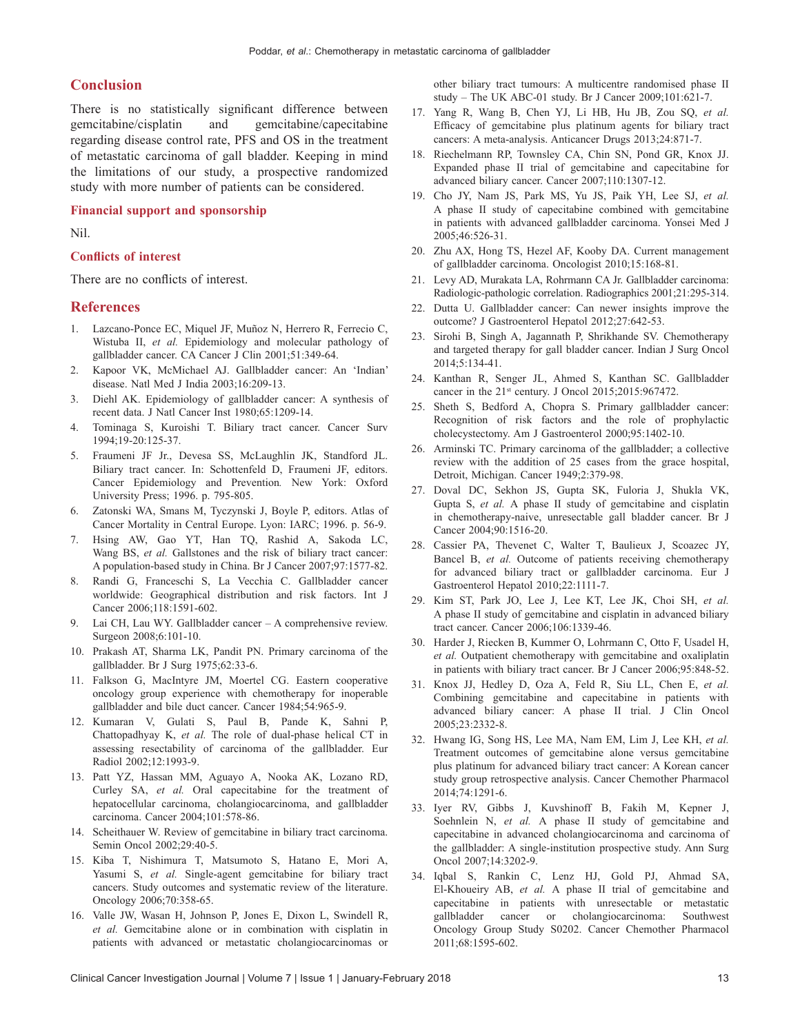## Conclusion

There is no statistically significant difference between gemcitabine/cisplatin and gemcitabine/capecitabine regarding disease control rate, PFS and OS in the treatment of metastatic carcinoma of gall bladder. Keeping in mind the limitations of our study, a prospective randomized study with more number of patients can be considered.

### Financial support and sponsorship

Nil.

### Conflicts of interest

There are no conflicts of interest.

## References

1. Lazcano-Ponce EC, Miquel JF, Muñoz N, Herrero R, Ferrecio C, Wistuba II, *et al.* Epidemiology and molecular pathology of gallbladder cancer. CA Cancer J Clin 2001;51:349-64.
2. Kapoor VK, McMichael AJ. Gallbladder cancer: An 'Indian' disease. Natl Med J India 2003;16:209-13.
3. Diehl AK. Epidemiology of gallbladder cancer: A synthesis of recent data. J Natl Cancer Inst 1980;65:1209-14.
4. Tominaga S, Kuroishi T. Biliary tract cancer. Cancer Surv 1994;19-20:125-37.
5. Fraumeni JF Jr., Devesa SS, McLaughlin JK, Standford JL. Biliary tract cancer. In: Schottenfeld D, Fraumeni JF, editors. Cancer Epidemiology and Prevention*.* New York: Oxford University Press; 1996. p. 795-805.
6. Zatonski WA, Smans M, Tyczynski J, Boyle P, editors. Atlas of Cancer Mortality in Central Europe. Lyon: IARC; 1996. p. 56-9.
7. Hsing AW, Gao YT, Han TQ, Rashid A, Sakoda LC, Wang BS, *et al.* Gallstones and the risk of biliary tract cancer: A population-based study in China. Br J Cancer 2007;97:1577-82.
8. Randi G, Franceschi S, La Vecchia C. Gallbladder cancer worldwide: Geographical distribution and risk factors. Int J Cancer 2006;118:1591-602.
9. Lai CH, Lau WY. Gallbladder cancer – A comprehensive review. Surgeon 2008;6:101-10.
10. Prakash AT, Sharma LK, Pandit PN. Primary carcinoma of the gallbladder. Br J Surg 1975;62:33-6.
11. Falkson G, MacIntyre JM, Moertel CG. Eastern cooperative oncology group experience with chemotherapy for inoperable gallbladder and bile duct cancer. Cancer 1984;54:965-9.
12. Kumaran V, Gulati S, Paul B, Pande K, Sahni P, Chattopadhyay K, *et al.* The role of dual-phase helical CT in assessing resectability of carcinoma of the gallbladder. Eur Radiol 2002;12:1993-9.
13. Patt YZ, Hassan MM, Aguayo A, Nooka AK, Lozano RD, Curley SA, *et al.* Oral capecitabine for the treatment of hepatocellular carcinoma, cholangiocarcinoma, and gallbladder carcinoma. Cancer 2004;101:578-86.
14. Scheithauer W. Review of gemcitabine in biliary tract carcinoma. Semin Oncol 2002;29:40-5.
15. Kiba T, Nishimura T, Matsumoto S, Hatano E, Mori A, Yasumi S, *et al.* Single-agent gemcitabine for biliary tract cancers. Study outcomes and systematic review of the literature. Oncology 2006;70:358-65.
16. Valle JW, Wasan H, Johnson P, Jones E, Dixon L, Swindell R, *et al.* Gemcitabine alone or in combination with cisplatin in patients with advanced or metastatic cholangiocarcinomas or other biliary tract tumours: A multicentre randomised phase II study – The UK ABC-01 study. Br J Cancer 2009;101:621-7.
17. Yang R, Wang B, Chen YJ, Li HB, Hu JB, Zou SQ, *et al.* Efficacy of gemcitabine plus platinum agents for biliary tract cancers: A meta-analysis. Anticancer Drugs 2013;24:871-7.
18. Riechelmann RP, Townsley CA, Chin SN, Pond GR, Knox JJ. Expanded phase II trial of gemcitabine and capecitabine for advanced biliary cancer. Cancer 2007;110:1307-12.
19. Cho JY, Nam JS, Park MS, Yu JS, Paik YH, Lee SJ, *et al.* A phase II study of capecitabine combined with gemcitabine in patients with advanced gallbladder carcinoma. Yonsei Med J 2005;46:526-31.
20. Zhu AX, Hong TS, Hezel AF, Kooby DA. Current management of gallbladder carcinoma. Oncologist 2010;15:168-81.
21. Levy AD, Murakata LA, Rohrmann CA Jr. Gallbladder carcinoma: Radiologic-pathologic correlation. Radiographics 2001;21:295-314.
22. Dutta U. Gallbladder cancer: Can newer insights improve the outcome? J Gastroenterol Hepatol 2012;27:642-53.
23. Sirohi B, Singh A, Jagannath P, Shrikhande SV. Chemotherapy and targeted therapy for gall bladder cancer. Indian J Surg Oncol 2014;5:134-41.
24. Kanthan R, Senger JL, Ahmed S, Kanthan SC. Gallbladder cancer in the 21st century. J Oncol 2015;2015:967472.
25. Sheth S, Bedford A, Chopra S. Primary gallbladder cancer: Recognition of risk factors and the role of prophylactic cholecystectomy. Am J Gastroenterol 2000;95:1402-10.
26. Arminski TC. Primary carcinoma of the gallbladder; a collective review with the addition of 25 cases from the grace hospital, Detroit, Michigan. Cancer 1949;2:379-98.
27. Doval DC, Sekhon JS, Gupta SK, Fuloria J, Shukla VK, Gupta S, *et al.* A phase II study of gemcitabine and cisplatin in chemotherapy-naive, unresectable gall bladder cancer. Br J Cancer 2004;90:1516-20.
28. Cassier PA, Thevenet C, Walter T, Baulieux J, Scoazec JY, Bancel B, *et al.* Outcome of patients receiving chemotherapy for advanced biliary tract or gallbladder carcinoma. Eur J Gastroenterol Hepatol 2010;22:1111-7.
29. Kim ST, Park JO, Lee J, Lee KT, Lee JK, Choi SH, *et al.* A phase II study of gemcitabine and cisplatin in advanced biliary tract cancer. Cancer 2006;106:1339-46.
30. Harder J, Riecken B, Kummer O, Lohrmann C, Otto F, Usadel H, *et al.* Outpatient chemotherapy with gemcitabine and oxaliplatin in patients with biliary tract cancer. Br J Cancer 2006;95:848-52.
31. Knox JJ, Hedley D, Oza A, Feld R, Siu LL, Chen E, *et al.* Combining gemcitabine and capecitabine in patients with advanced biliary cancer: A phase II trial. J Clin Oncol 2005;23:2332-8.
32. Hwang IG, Song HS, Lee MA, Nam EM, Lim J, Lee KH, *et al.* Treatment outcomes of gemcitabine alone versus gemcitabine plus platinum for advanced biliary tract cancer: A Korean cancer study group retrospective analysis. Cancer Chemother Pharmacol 2014;74:1291-6.
33. Iyer RV, Gibbs J, Kuvshinoff B, Fakih M, Kepner J, Soehnlein N, *et al.* A phase II study of gemcitabine and capecitabine in advanced cholangiocarcinoma and carcinoma of the gallbladder: A single-institution prospective study. Ann Surg Oncol 2007;14:3202-9.
34. Iqbal S, Rankin C, Lenz HJ, Gold PJ, Ahmad SA, El-Khoueiry AB, *et al.* A phase II trial of gemcitabine and capecitabine in patients with unresectable or metastatic gallbladder cancer or cholangiocarcinoma: Southwest Oncology Group Study S0202. Cancer Chemother Pharmacol 2011;68:1595-602.